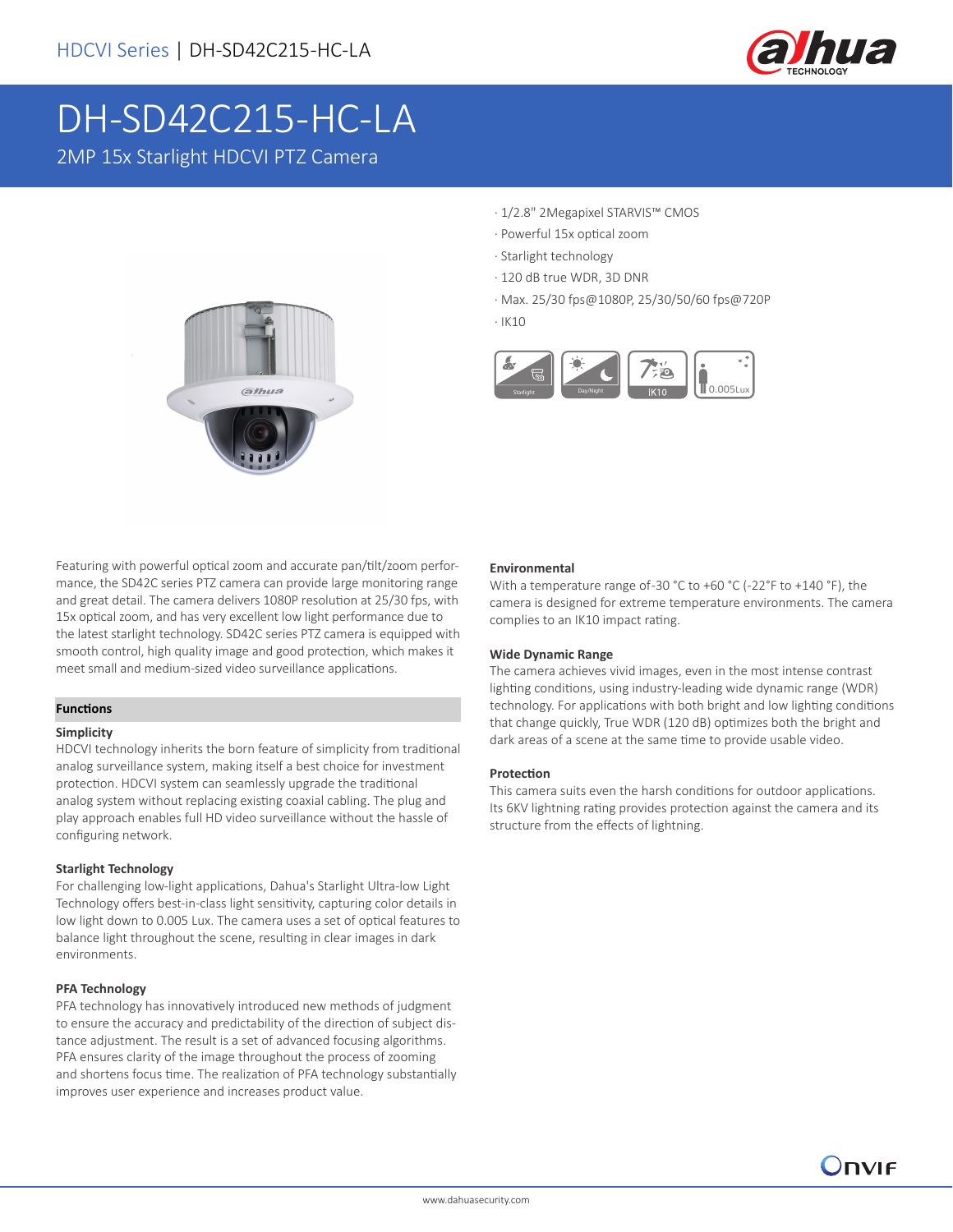HDCVI Series | DH-SD42C215-HC-LA

# DH-SD42C215-HC-LA

## 2MP 15x Starlight HDCVI PTZ Camera

- 1/2.8" 2Megapixel STARVIS™ CMOS
- Powerful 15x optical zoom
- Starlight technology
- 120 dB true WDR, 3D DNR
- Max. 25/30 fps@1080P, 25/30/50/60 fps@720P
- IK10

Starlight | Day/Night | IK10 | 0.005Lux

Featuring with powerful optical zoom and accurate pan/tilt/zoom performance, the SD42C series PTZ camera can provide large monitoring range and great detail. The camera delivers 1080P resolution at 25/30 fps, with 15x optical zoom, and has very excellent low light performance due to the latest starlight technology. SD42C series PTZ camera is equipped with smooth control, high quality image and good protection, which makes it meet small and medium-sized video surveillance applications.

### Functions

#### Simplicity

HDCVI technology inherits the born feature of simplicity from traditional analog surveillance system, making itself a best choice for investment protection. HDCVI system can seamlessly upgrade the traditional analog system without replacing existing coaxial cabling. The plug and play approach enables full HD video surveillance without the hassle of configuring network.

#### Starlight Technology

For challenging low-light applications, Dahua's Starlight Ultra-low Light Technology offers best-in-class light sensitivity, capturing color details in low light down to 0.005 Lux. The camera uses a set of optical features to balance light throughout the scene, resulting in clear images in dark environments.

#### PFA Technology

PFA technology has innovatively introduced new methods of judgment to ensure the accuracy and predictability of the direction of subject distance adjustment. The result is a set of advanced focusing algorithms. PFA ensures clarity of the image throughout the process of zooming and shortens focus time. The realization of PFA technology substantially improves user experience and increases product value.

#### Environmental

With a temperature range of-30 °C to +60 °C (-22°F to +140 °F), the camera is designed for extreme temperature environments. The camera complies to an IK10 impact rating.

#### Wide Dynamic Range

The camera achieves vivid images, even in the most intense contrast lighting conditions, using industry-leading wide dynamic range (WDR) technology. For applications with both bright and low lighting conditions that change quickly, True WDR (120 dB) optimizes both the bright and dark areas of a scene at the same time to provide usable video.

#### Protection

This camera suits even the harsh conditions for outdoor applications. Its 6KV lightning rating provides protection against the camera and its structure from the effects of lightning.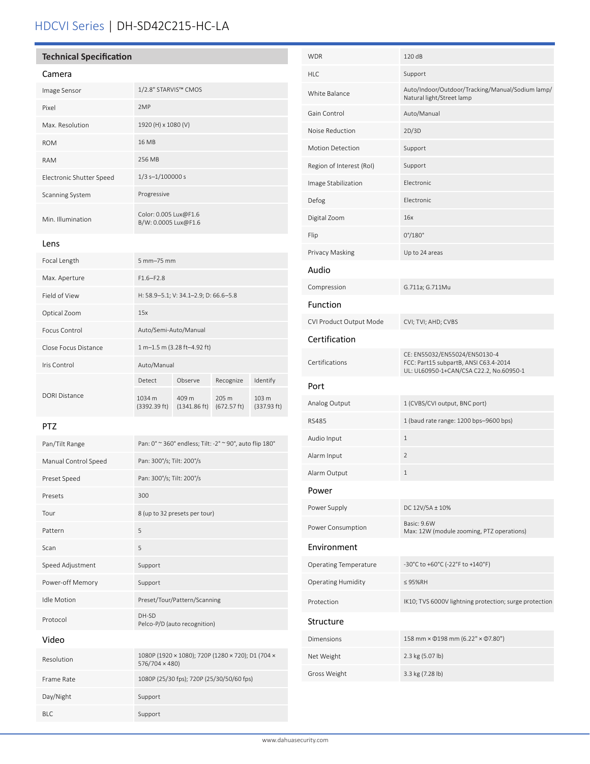# HDCVI Series | DH-SD42C215-HC-LA

## Technical Specification

### Camera

| | |
|---|---|
| Image Sensor | 1/2.8" STARVIS™ CMOS |
| Pixel | 2MP |
| Max. Resolution | 1920 (H) x 1080 (V) |
| ROM | 16 MB |
| RAM | 256 MB |
| Electronic Shutter Speed | 1/3 s–1/100000 s |
| Scanning System | Progressive |
| Min. Illumination | Color: 0.005 Lux@F1.6<br>B/W: 0.0005 Lux@F1.6 |

### Lens

| | | | | |
|---|---|---|---|---|
| Focal Length | 5 mm–75 mm | | | |
| Max. Aperture | F1.6–F2.8 | | | |
| Field of View | H: 58.9–5.1; V: 34.1–2.9; D: 66.6–5.8 | | | |
| Optical Zoom | 15x | | | |
| Focus Control | Auto/Semi-Auto/Manual | | | |
| Close Focus Distance | 1 m–1.5 m (3.28 ft–4.92 ft) | | | |
| Iris Control | Auto/Manual | | | |
| DORI Distance | Detect | Observe | Recognize | Identify |
| | 1034 m (3392.39 ft) | 409 m (1341.86 ft) | 205 m (672.57 ft) | 103 m (337.93 ft) |

### PTZ

| | |
|---|---|
| Pan/Tilt Range | Pan: 0° ~ 360° endless; Tilt: -2° ~ 90°, auto flip 180° |
| Manual Control Speed | Pan: 300°/s; Tilt: 200°/s |
| Preset Speed | Pan: 300°/s; Tilt: 200°/s |
| Presets | 300 |
| Tour | 8 (up to 32 presets per tour) |
| Pattern | 5 |
| Scan | 5 |
| Speed Adjustment | Support |
| Power-off Memory | Support |
| Idle Motion | Preset/Tour/Pattern/Scanning |
| Protocol | DH-SD<br>Pelco-P/D (auto recognition) |

### Video

| | |
|---|---|
| Resolution | 1080P (1920 × 1080); 720P (1280 × 720); D1 (704 × 576/704 × 480) |
| Frame Rate | 1080P (25/30 fps); 720P (25/30/50/60 fps) |
| Day/Night | Support |
| BLC | Support |
| WDR | 120 dB |
| HLC | Support |
| White Balance | Auto/Indoor/Outdoor/Tracking/Manual/Sodium lamp/Natural light/Street lamp |
| Gain Control | Auto/Manual |
| Noise Reduction | 2D/3D |
| Motion Detection | Support |
| Region of Interest (RoI) | Support |
| Image Stabilization | Electronic |
| Defog | Electronic |
| Digital Zoom | 16x |
| Flip | 0°/180° |
| Privacy Masking | Up to 24 areas |

### Audio

| | |
|---|---|
| Compression | G.711a; G.711Mu |

### Function

| | |
|---|---|
| CVI Product Output Mode | CVI; TVI; AHD; CVBS |

### Certification

| | |
|---|---|
| Certifications | CE: EN55032/EN55024/EN50130-4<br>FCC: Part15 subpartB, ANSI C63.4-2014<br>UL: UL60950-1+CAN/CSA C22.2, No.60950-1 |

### Port

| | |
|---|---|
| Analog Output | 1 (CVBS/CVI output, BNC port) |
| RS485 | 1 (baud rate range: 1200 bps–9600 bps) |
| Audio Input | 1 |
| Alarm Input | 2 |
| Alarm Output | 1 |

### Power

| | |
|---|---|
| Power Supply | DC 12V/5A ± 10% |
| Power Consumption | Basic: 9.6W<br>Max: 12W (module zooming, PTZ operations) |

### Environment

| | |
|---|---|
| Operating Temperature | -30°C to +60°C (-22°F to +140°F) |
| Operating Humidity | ≤ 95%RH |
| Protection | IK10; TVS 6000V lightning protection; surge protection |

### Structure

| | |
|---|---|
| Dimensions | 158 mm × Φ198 mm (6.22" × Φ7.80") |
| Net Weight | 2.3 kg (5.07 lb) |
| Gross Weight | 3.3 kg (7.28 lb) |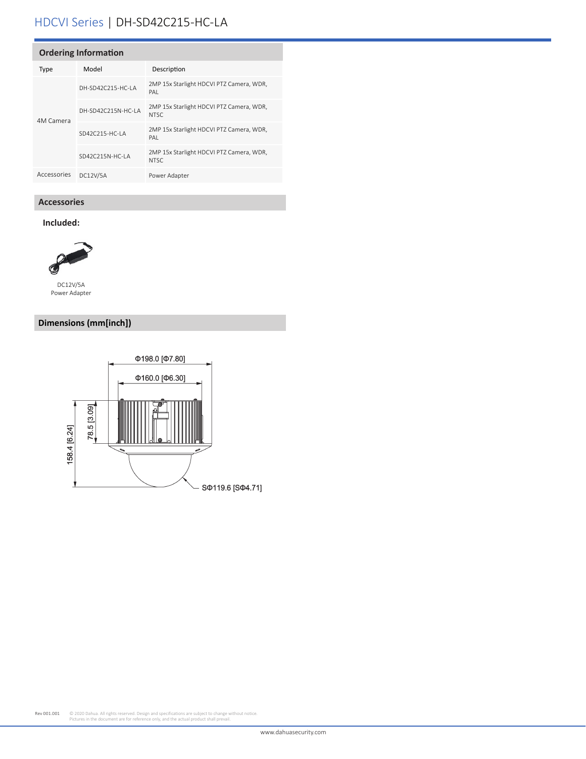## Ordering Information

| Type | Model | Description |
|---|---|---|
| 4M Camera | DH-SD42C215-HC-LA | 2MP 15x Starlight HDCVI PTZ Camera, WDR, PAL |
| | DH-SD42C215N-HC-LA | 2MP 15x Starlight HDCVI PTZ Camera, WDR, NTSC |
| | SD42C215-HC-LA | 2MP 15x Starlight HDCVI PTZ Camera, WDR, PAL |
| | SD42C215N-HC-LA | 2MP 15x Starlight HDCVI PTZ Camera, WDR, NTSC |
| Accessories | DC12V/5A | Power Adapter |

## Accessories

**Included:**

DC12V/5A
Power Adapter

## Dimensions (mm[inch])

Φ198.0 [Φ7.80]
Φ160.0 [Φ6.30]
78.5 [3.09]
158.4 [6.24]
SΦ119.6 [SΦ4.71]

Rev 001.001 © 2020 Dahua. All rights reserved. Design and specifications are subject to change without notice. Pictures in the document are for reference only, and the actual product shall prevail.

www.dahuasecurity.com